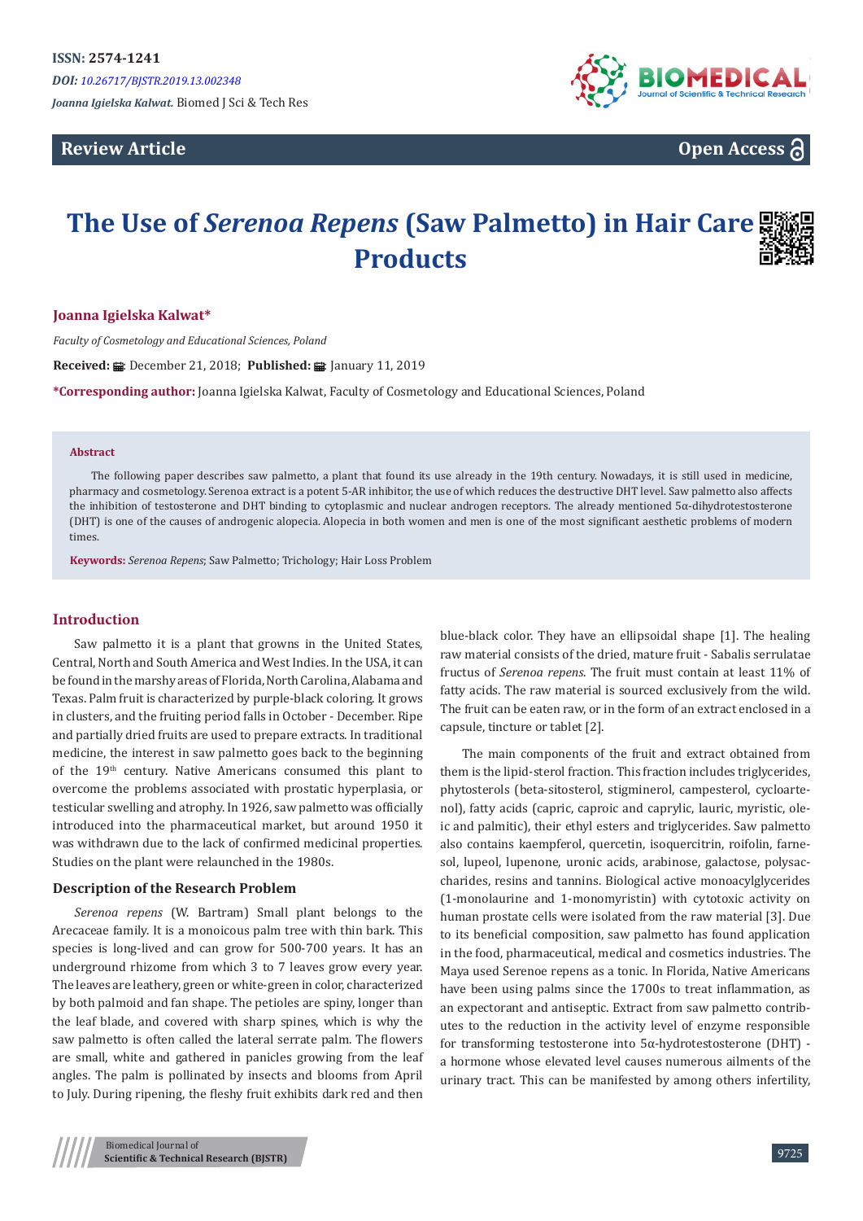ISSN: 2574-1241

*DOI: 10.26717/BJSTR.2019.13.002348*

*Joanna Igielska Kalwat.* Biomed J Sci & Tech Res

**Review Article** **Open Access**

# The Use of *Serenoa Repens* (Saw Palmetto) in Hair Care Products

**Joanna Igielska Kalwat***

*Faculty of Cosmetology and Educational Sciences, Poland*

**Received:** December 21, 2018; **Published:** January 11, 2019

***Corresponding author:** Joanna Igielska Kalwat, Faculty of Cosmetology and Educational Sciences, Poland

**Abstract**

The following paper describes saw palmetto, a plant that found its use already in the 19th century. Nowadays, it is still used in medicine, pharmacy and cosmetology. Serenoa extract is a potent 5-AR inhibitor, the use of which reduces the destructive DHT level. Saw palmetto also affects the inhibition of testosterone and DHT binding to cytoplasmic and nuclear androgen receptors. The already mentioned 5α-dihydrotestosterone (DHT) is one of the causes of androgenic alopecia. Alopecia in both women and men is one of the most significant aesthetic problems of modern times.

**Keywords:** *Serenoa Repens*; Saw Palmetto; Trichology; Hair Loss Problem

## Introduction

Saw palmetto it is a plant that growns in the United States, Central, North and South America and West Indies. In the USA, it can be found in the marshy areas of Florida, North Carolina, Alabama and Texas. Palm fruit is characterized by purple-black coloring. It grows in clusters, and the fruiting period falls in October - December. Ripe and partially dried fruits are used to prepare extracts. In traditional medicine, the interest in saw palmetto goes back to the beginning of the 19th century. Native Americans consumed this plant to overcome the problems associated with prostatic hyperplasia, or testicular swelling and atrophy. In 1926, saw palmetto was officially introduced into the pharmaceutical market, but around 1950 it was withdrawn due to the lack of confirmed medicinal properties. Studies on the plant were relaunched in the 1980s.

## Description of the Research Problem

*Serenoa repens* (W. Bartram) Small plant belongs to the Arecaceae family. It is a monoicous palm tree with thin bark. This species is long-lived and can grow for 500-700 years. It has an underground rhizome from which 3 to 7 leaves grow every year. The leaves are leathery, green or white-green in color, characterized by both palmoid and fan shape. The petioles are spiny, longer than the leaf blade, and covered with sharp spines, which is why the saw palmetto is often called the lateral serrate palm. The flowers are small, white and gathered in panicles growing from the leaf angles. The palm is pollinated by insects and blooms from April to July. During ripening, the fleshy fruit exhibits dark red and then blue-black color. They have an ellipsoidal shape [1]. The healing raw material consists of the dried, mature fruit - Sabalis serrulatae fructus of *Serenoa repens*. The fruit must contain at least 11% of fatty acids. The raw material is sourced exclusively from the wild. The fruit can be eaten raw, or in the form of an extract enclosed in a capsule, tincture or tablet [2].

The main components of the fruit and extract obtained from them is the lipid-sterol fraction. This fraction includes triglycerides, phytosterols (beta-sitosterol, stigminerol, campesterol, cycloartenol), fatty acids (capric, caproic and caprylic, lauric, myristic, oleic and palmitic), their ethyl esters and triglycerides. Saw palmetto also contains kaempferol, quercetin, isoquercitrin, roifolin, farnesol, lupeol, lupenone, uronic acids, arabinose, galactose, polysaccharides, resins and tannins. Biological active monoacylglycerides (1-monolaurine and 1-monomyristin) with cytotoxic activity on human prostate cells were isolated from the raw material [3]. Due to its beneficial composition, saw palmetto has found application in the food, pharmaceutical, medical and cosmetics industries. The Maya used Serenoe repens as a tonic. In Florida, Native Americans have been using palms since the 1700s to treat inflammation, as an expectorant and antiseptic. Extract from saw palmetto contributes to the reduction in the activity level of enzyme responsible for transforming testosterone into 5α-hydrotestosterone (DHT) - a hormone whose elevated level causes numerous ailments of the urinary tract. This can be manifested by among others infertility,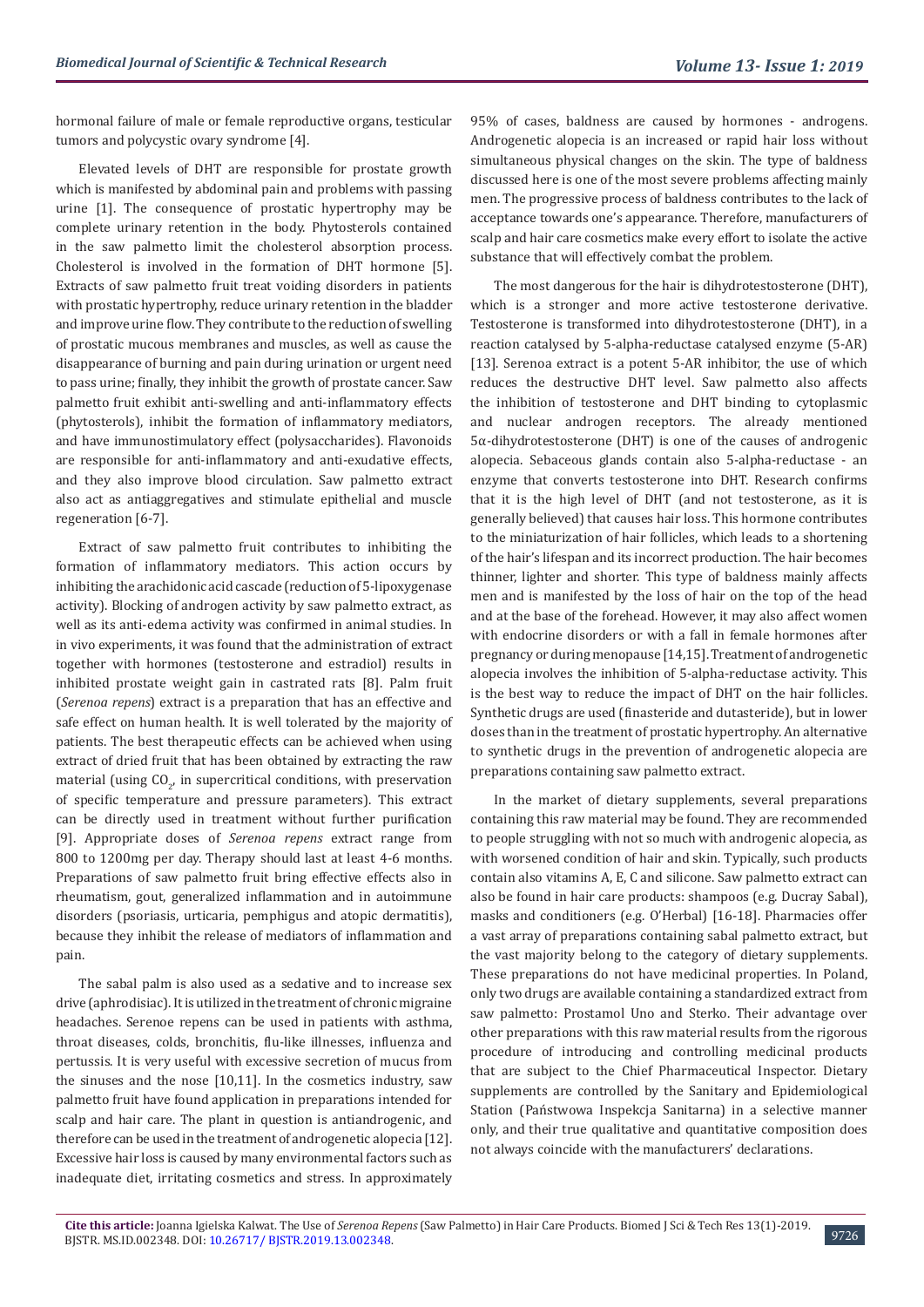hormonal failure of male or female reproductive organs, testicular tumors and polycystic ovary syndrome [4].

Elevated levels of DHT are responsible for prostate growth which is manifested by abdominal pain and problems with passing urine [1]. The consequence of prostatic hypertrophy may be complete urinary retention in the body. Phytosterols contained in the saw palmetto limit the cholesterol absorption process. Cholesterol is involved in the formation of DHT hormone [5]. Extracts of saw palmetto fruit treat voiding disorders in patients with prostatic hypertrophy, reduce urinary retention in the bladder and improve urine flow. They contribute to the reduction of swelling of prostatic mucous membranes and muscles, as well as cause the disappearance of burning and pain during urination or urgent need to pass urine; finally, they inhibit the growth of prostate cancer. Saw palmetto fruit exhibit anti-swelling and anti-inflammatory effects (phytosterols), inhibit the formation of inflammatory mediators, and have immunostimulatory effect (polysaccharides). Flavonoids are responsible for anti-inflammatory and anti-exudative effects, and they also improve blood circulation. Saw palmetto extract also act as antiaggregatives and stimulate epithelial and muscle regeneration [6-7].

Extract of saw palmetto fruit contributes to inhibiting the formation of inflammatory mediators. This action occurs by inhibiting the arachidonic acid cascade (reduction of 5-lipoxygenase activity). Blocking of androgen activity by saw palmetto extract, as well as its anti-edema activity was confirmed in animal studies. In in vivo experiments, it was found that the administration of extract together with hormones (testosterone and estradiol) results in inhibited prostate weight gain in castrated rats [8]. Palm fruit (*Serenoa repens*) extract is a preparation that has an effective and safe effect on human health. It is well tolerated by the majority of patients. The best therapeutic effects can be achieved when using extract of dried fruit that has been obtained by extracting the raw material (using $CO_2$, in supercritical conditions, with preservation of specific temperature and pressure parameters). This extract can be directly used in treatment without further purification [9]. Appropriate doses of *Serenoa repens* extract range from 800 to 1200mg per day. Therapy should last at least 4-6 months. Preparations of saw palmetto fruit bring effective effects also in rheumatism, gout, generalized inflammation and in autoimmune disorders (psoriasis, urticaria, pemphigus and atopic dermatitis), because they inhibit the release of mediators of inflammation and pain.

The sabal palm is also used as a sedative and to increase sex drive (aphrodisiac). It is utilized in the treatment of chronic migraine headaches. Serenoe repens can be used in patients with asthma, throat diseases, colds, bronchitis, flu-like illnesses, influenza and pertussis. It is very useful with excessive secretion of mucus from the sinuses and the nose [10,11]. In the cosmetics industry, saw palmetto fruit have found application in preparations intended for scalp and hair care. The plant in question is antiandrogenic, and therefore can be used in the treatment of androgenetic alopecia [12]. Excessive hair loss is caused by many environmental factors such as inadequate diet, irritating cosmetics and stress. In approximately 95% of cases, baldness are caused by hormones - androgens. Androgenetic alopecia is an increased or rapid hair loss without simultaneous physical changes on the skin. The type of baldness discussed here is one of the most severe problems affecting mainly men. The progressive process of baldness contributes to the lack of acceptance towards one's appearance. Therefore, manufacturers of scalp and hair care cosmetics make every effort to isolate the active substance that will effectively combat the problem.

The most dangerous for the hair is dihydrotestosterone (DHT), which is a stronger and more active testosterone derivative. Testosterone is transformed into dihydrotestosterone (DHT), in a reaction catalysed by 5-alpha-reductase catalysed enzyme (5-AR) [13]. Serenoa extract is a potent 5-AR inhibitor, the use of which reduces the destructive DHT level. Saw palmetto also affects the inhibition of testosterone and DHT binding to cytoplasmic and nuclear androgen receptors. The already mentioned 5α-dihydrotestosterone (DHT) is one of the causes of androgenic alopecia. Sebaceous glands contain also 5-alpha-reductase - an enzyme that converts testosterone into DHT. Research confirms that it is the high level of DHT (and not testosterone, as it is generally believed) that causes hair loss. This hormone contributes to the miniaturization of hair follicles, which leads to a shortening of the hair's lifespan and its incorrect production. The hair becomes thinner, lighter and shorter. This type of baldness mainly affects men and is manifested by the loss of hair on the top of the head and at the base of the forehead. However, it may also affect women with endocrine disorders or with a fall in female hormones after pregnancy or during menopause [14,15]. Treatment of androgenetic alopecia involves the inhibition of 5-alpha-reductase activity. This is the best way to reduce the impact of DHT on the hair follicles. Synthetic drugs are used (finasteride and dutasteride), but in lower doses than in the treatment of prostatic hypertrophy. An alternative to synthetic drugs in the prevention of androgenetic alopecia are preparations containing saw palmetto extract.

In the market of dietary supplements, several preparations containing this raw material may be found. They are recommended to people struggling with not so much with androgenic alopecia, as with worsened condition of hair and skin. Typically, such products contain also vitamins A, E, C and silicone. Saw palmetto extract can also be found in hair care products: shampoos (e.g. Ducray Sabal), masks and conditioners (e.g. O'Herbal) [16-18]. Pharmacies offer a vast array of preparations containing sabal palmetto extract, but the vast majority belong to the category of dietary supplements. These preparations do not have medicinal properties. In Poland, only two drugs are available containing a standardized extract from saw palmetto: Prostamol Uno and Sterko. Their advantage over other preparations with this raw material results from the rigorous procedure of introducing and controlling medicinal products that are subject to the Chief Pharmaceutical Inspector. Dietary supplements are controlled by the Sanitary and Epidemiological Station (Państwowa Inspekcja Sanitarna) in a selective manner only, and their true qualitative and quantitative composition does not always coincide with the manufacturers' declarations.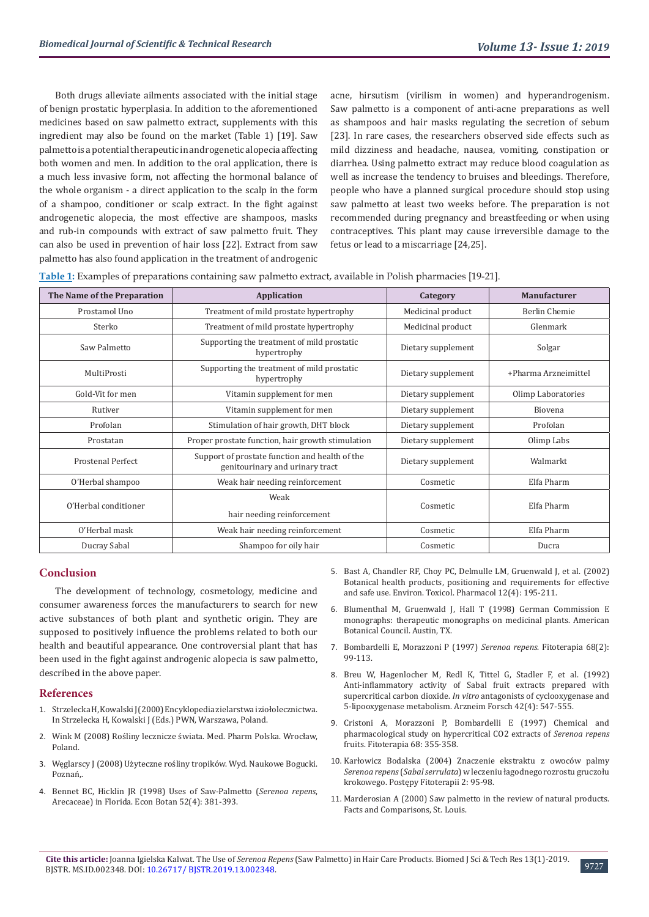Both drugs alleviate ailments associated with the initial stage of benign prostatic hyperplasia. In addition to the aforementioned medicines based on saw palmetto extract, supplements with this ingredient may also be found on the market (Table 1) [19]. Saw palmetto is a potential therapeutic in androgenetic alopecia affecting both women and men. In addition to the oral application, there is a much less invasive form, not affecting the hormonal balance of the whole organism - a direct application to the scalp in the form of a shampoo, conditioner or scalp extract. In the fight against androgenetic alopecia, the most effective are shampoos, masks and rub-in compounds with extract of saw palmetto fruit. They can also be used in prevention of hair loss [22]. Extract from saw palmetto has also found application in the treatment of androgenic acne, hirsutism (virilism in women) and hyperandrogenism. Saw palmetto is a component of anti-acne preparations as well as shampoos and hair masks regulating the secretion of sebum [23]. In rare cases, the researchers observed side effects such as mild dizziness and headache, nausea, vomiting, constipation or diarrhea. Using palmetto extract may reduce blood coagulation as well as increase the tendency to bruises and bleedings. Therefore, people who have a planned surgical procedure should stop using saw palmetto at least two weeks before. The preparation is not recommended during pregnancy and breastfeeding or when using contraceptives. This plant may cause irreversible damage to the fetus or lead to a miscarriage [24,25].

**Table 1:** Examples of preparations containing saw palmetto extract, available in Polish pharmacies [19-21].

| The Name of the Preparation | Application | Category | Manufacturer |
|---|---|---|---|
| Prostamol Uno | Treatment of mild prostate hypertrophy | Medicinal product | Berlin Chemie |
| Sterko | Treatment of mild prostate hypertrophy | Medicinal product | Glenmark |
| Saw Palmetto | Supporting the treatment of mild prostatic hypertrophy | Dietary supplement | Solgar |
| MultiProsti | Supporting the treatment of mild prostatic hypertrophy | Dietary supplement | +Pharma Arzneimittel |
| Gold-Vit for men | Vitamin supplement for men | Dietary supplement | Olimp Laboratories |
| Rutiver | Vitamin supplement for men | Dietary supplement | Biovena |
| Profolan | Stimulation of hair growth, DHT block | Dietary supplement | Profolan |
| Prostatan | Proper prostate function, hair growth stimulation | Dietary supplement | Olimp Labs |
| Prostenal Perfect | Support of prostate function and health of the genitourinary and urinary tract | Dietary supplement | Walmarkt |
| O'Herbal shampoo | Weak hair needing reinforcement | Cosmetic | Elfa Pharm |
| O'Herbal conditioner | Weak hair needing reinforcement | Cosmetic | Elfa Pharm |
| O'Herbal mask | Weak hair needing reinforcement | Cosmetic | Elfa Pharm |
| Ducray Sabal | Shampoo for oily hair | Cosmetic | Ducra |

## Conclusion

The development of technology, cosmetology, medicine and consumer awareness forces the manufacturers to search for new active substances of both plant and synthetic origin. They are supposed to positively influence the problems related to both our health and beautiful appearance. One controversial plant that has been used in the fight against androgenic alopecia is saw palmetto, described in the above paper.

## References

1. Strzelecka H, Kowalski J (2000) Encyklopedia zielarstwa i ziołolecznictwa. In Strzelecka H, Kowalski J (Eds.) PWN, Warszawa, Poland.
2. Wink M (2008) Rośliny lecznicze świata. Med. Pharm Polska. Wrocław, Poland.
3. Węglarscy J (2008) Użyteczne rośliny tropików. Wyd. Naukowe Bogucki. Poznań,.
4. Bennet BC, Hicklin JR (1998) Uses of Saw-Palmetto (*Serenoa repens*, Arecaceae) in Florida. Econ Botan 52(4): 381-393.
5. Bast A, Chandler RF, Choy PC, Delmulle LM, Gruenwald J, et al. (2002) Botanical health products, positioning and requirements for effective and safe use. Environ. Toxicol. Pharmacol 12(4): 195-211.
6. Blumenthal M, Gruenwald J, Hall T (1998) German Commission E monographs: therapeutic monographs on medicinal plants. American Botanical Council. Austin, TX.
7. Bombardelli E, Morazzoni P (1997) *Serenoa repens*. Fitoterapia 68(2): 99-113.
8. Breu W, Hagenlocher M, Redl K, Tittel G, Stadler F, et al. (1992) Anti-inflammatory activity of Sabal fruit extracts prepared with supercritical carbon dioxide. *In vitro* antagonists of cyclooxygenase and 5-lipooxygenase metabolism. Arzneim Forsch 42(4): 547-555.
9. Cristoni A, Morazzoni P, Bombardelli E (1997) Chemical and pharmacological study on hypercritical CO2 extracts of *Serenoa repens* fruits. Fitoterapia 68: 355-358.
10. Karłowicz Bodalska (2004) Znaczenie ekstraktu z owoców palmy *Serenoa repens* (*Sabal serrulata*) w leczeniu łagodnego rozrostu gruczołu krokowego. Postępy Fitoterapii 2: 95-98.
11. Marderosian A (2000) Saw palmetto in the review of natural products. Facts and Comparisons, St. Louis.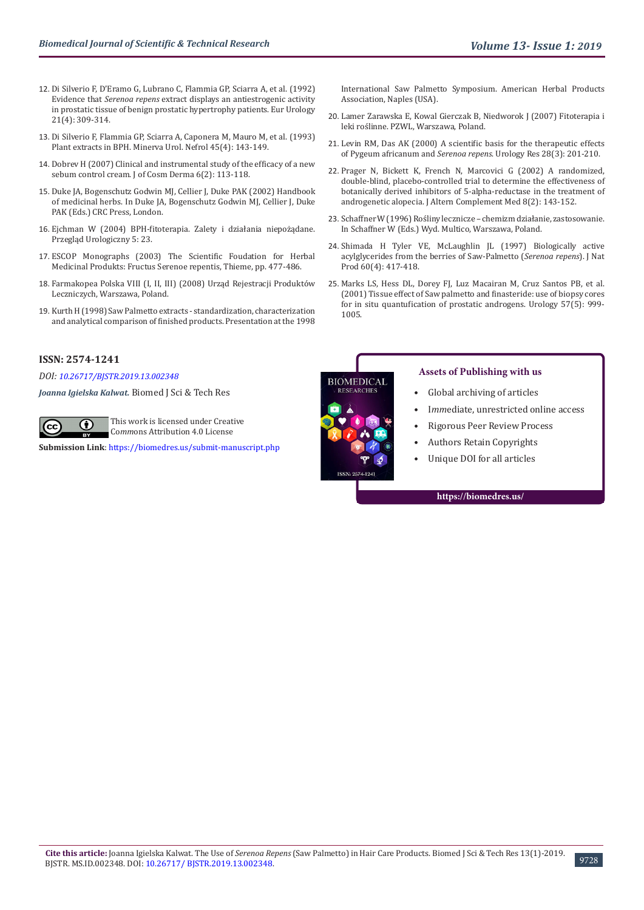12. Di Silverio F, D'Eramo G, Lubrano C, Flammia GP, Sciarra A, et al. (1992) Evidence that *Serenoa repens* extract displays an antiestrogenic activity in prostatic tissue of benign prostatic hypertrophy patients. Eur Urology 21(4): 309-314.
13. Di Silverio F, Flammia GP, Sciarra A, Caponera M, Mauro M, et al. (1993) Plant extracts in BPH. Minerva Urol. Nefrol 45(4): 143-149.
14. Dobrev H (2007) Clinical and instrumental study of the efficacy of a new sebum control cream. J of Cosm Derma 6(2): 113-118.
15. Duke JA, Bogenschutz Godwin MJ, Cellier J, Duke PAK (2002) Handbook of medicinal herbs. In Duke JA, Bogenschutz Godwin MJ, Cellier J, Duke PAK (Eds.) CRC Press, London.
16. Ejchman W (2004) BPH-fitoterapia. Zalety i działania niepożądane. Przegląd Urologiczny 5: 23.
17. ESCOP Monographs (2003) The Scientific Foudation for Herbal Medicinal Produkts: Fructus Serenoe repentis, Thieme, pp. 477-486.
18. Farmakopea Polska VIII (I, II, III) (2008) Urząd Rejestracji Produktów Leczniczych, Warszawa, Poland.
19. Kurth H (1998) Saw Palmetto extracts - standardization, characterization and analytical comparison of finished products. Presentation at the 1998 International Saw Palmetto Symposium. American Herbal Products Association, Naples (USA).
20. Lamer Zarawska E, Kowal Gierczak B, Niedworok J (2007) Fitoterapia i leki roślinne. PZWL, Warszawa, Poland.
21. Levin RM, Das AK (2000) A scientific basis for the therapeutic effects of Pygeum africanum and *Serenoa repens*. Urology Res 28(3): 201-210.
22. Prager N, Bickett K, French N, Marcovici G (2002) A randomized, double-blind, placebo-controlled trial to determine the effectiveness of botanically derived inhibitors of 5-alpha-reductase in the treatment of androgenetic alopecia. J Altern Complement Med 8(2): 143-152.
23. Schaffner W (1996) Rośliny lecznicze – chemizm działanie, zastosowanie. In Schaffner W (Eds.) Wyd. Multico, Warszawa, Poland.
24. Shimada H Tyler VE, McLaughlin JL (1997) Biologically active acylglycerides from the berries of Saw-Palmetto (*Serenoa repens*). J Nat Prod 60(4): 417-418.
25. Marks LS, Hess DL, Dorey FJ, Luz Macairan M, Cruz Santos PB, et al. (2001) Tissue effect of Saw palmetto and finasteride: use of biopsy cores for in situ quantification of prostatic androgens. Urology 57(5): 999-1005.

**ISSN: 2574-1241**

*DOI: 10.26717/BJSTR.2019.13.002348*

***Joanna Igielska Kalwat.*** Biomed J Sci & Tech Res

This work is licensed under Creative Commons Attribution 4.0 License

**Submission Link**: https://biomedres.us/submit-manuscript.php

**Assets of Publishing with us**

- Global archiving of articles
- Immediate, unrestricted online access
- Rigorous Peer Review Process
- Authors Retain Copyrights
- Unique DOI for all articles

**https://biomedres.us/**

**Cite this article:** Joanna Igielska Kalwat. The Use of *Serenoa Repens* (Saw Palmetto) in Hair Care Products. Biomed J Sci & Tech Res 13(1)-2019. BJSTR. MS.ID.002348. DOI: 10.26717/ BJSTR.2019.13.002348.